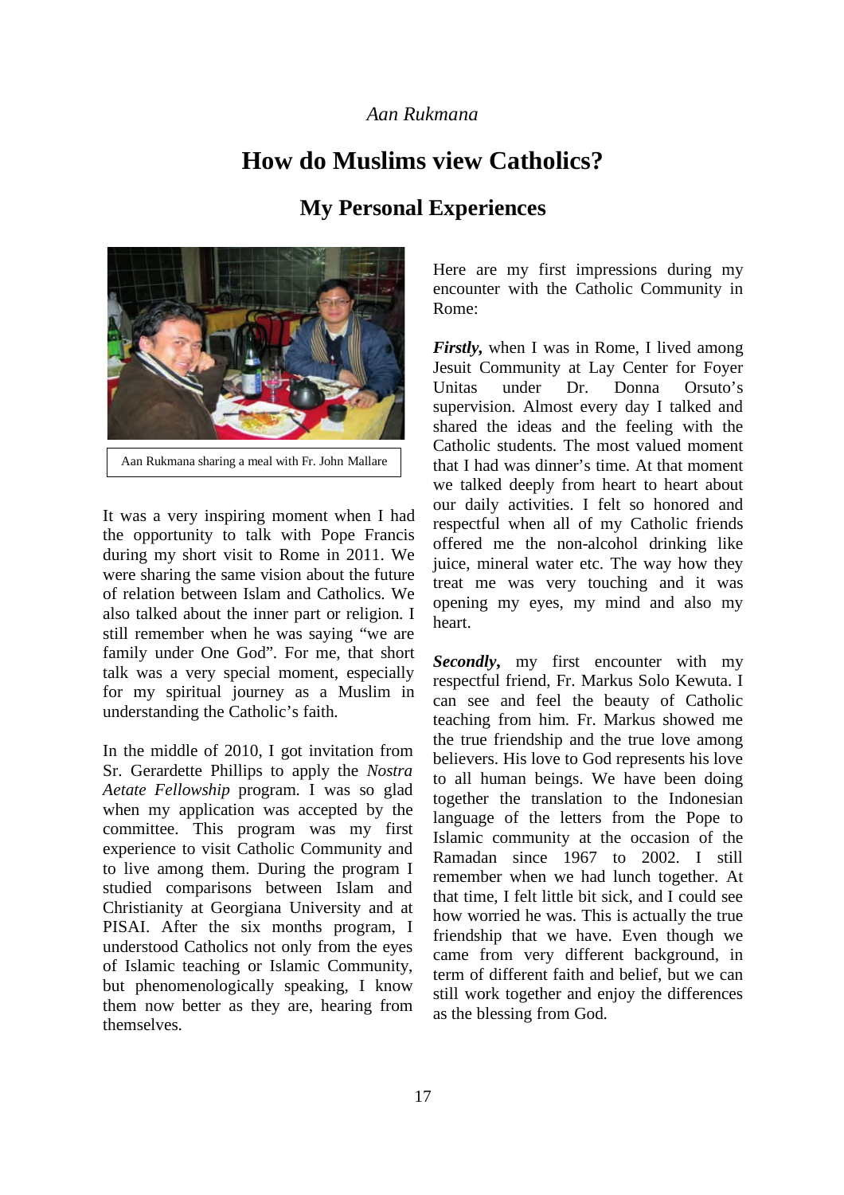*Aan Rukmana*

# How do Muslims view Catholics?

## My Personal Experiences

Aan Rukmana sharing a meal with Fr. John Mallare

It was a very inspiring moment when I had the opportunity to talk with Pope Francis during my short visit to Rome in 2011. We were sharing the same vision about the future of relation between Islam and Catholics. We also talked about the inner part or religion. I still remember when he was saying "we are family under One God". For me, that short talk was a very special moment, especially for my spiritual journey as a Muslim in understanding the Catholic's faith.

In the middle of 2010, I got invitation from Sr. Gerardette Phillips to apply the *Nostra Aetate Fellowship* program. I was so glad when my application was accepted by the committee. This program was my first experience to visit Catholic Community and to live among them. During the program I studied comparisons between Islam and Christianity at Georgiana University and at PISAI. After the six months program, I understood Catholics not only from the eyes of Islamic teaching or Islamic Community, but phenomenologically speaking, I know them now better as they are, hearing from themselves.

Here are my first impressions during my encounter with the Catholic Community in Rome:

***Firstly,*** when I was in Rome, I lived among Jesuit Community at Lay Center for Foyer Unitas under Dr. Donna Orsuto's supervision. Almost every day I talked and shared the ideas and the feeling with the Catholic students. The most valued moment that I had was dinner's time. At that moment we talked deeply from heart to heart about our daily activities. I felt so honored and respectful when all of my Catholic friends offered me the non-alcohol drinking like juice, mineral water etc. The way how they treat me was very touching and it was opening my eyes, my mind and also my heart.

***Secondly,*** my first encounter with my respectful friend, Fr. Markus Solo Kewuta. I can see and feel the beauty of Catholic teaching from him. Fr. Markus showed me the true friendship and the true love among believers. His love to God represents his love to all human beings. We have been doing together the translation to the Indonesian language of the letters from the Pope to Islamic community at the occasion of the Ramadan since 1967 to 2002. I still remember when we had lunch together. At that time, I felt little bit sick, and I could see how worried he was. This is actually the true friendship that we have. Even though we came from very different background, in term of different faith and belief, but we can still work together and enjoy the differences as the blessing from God.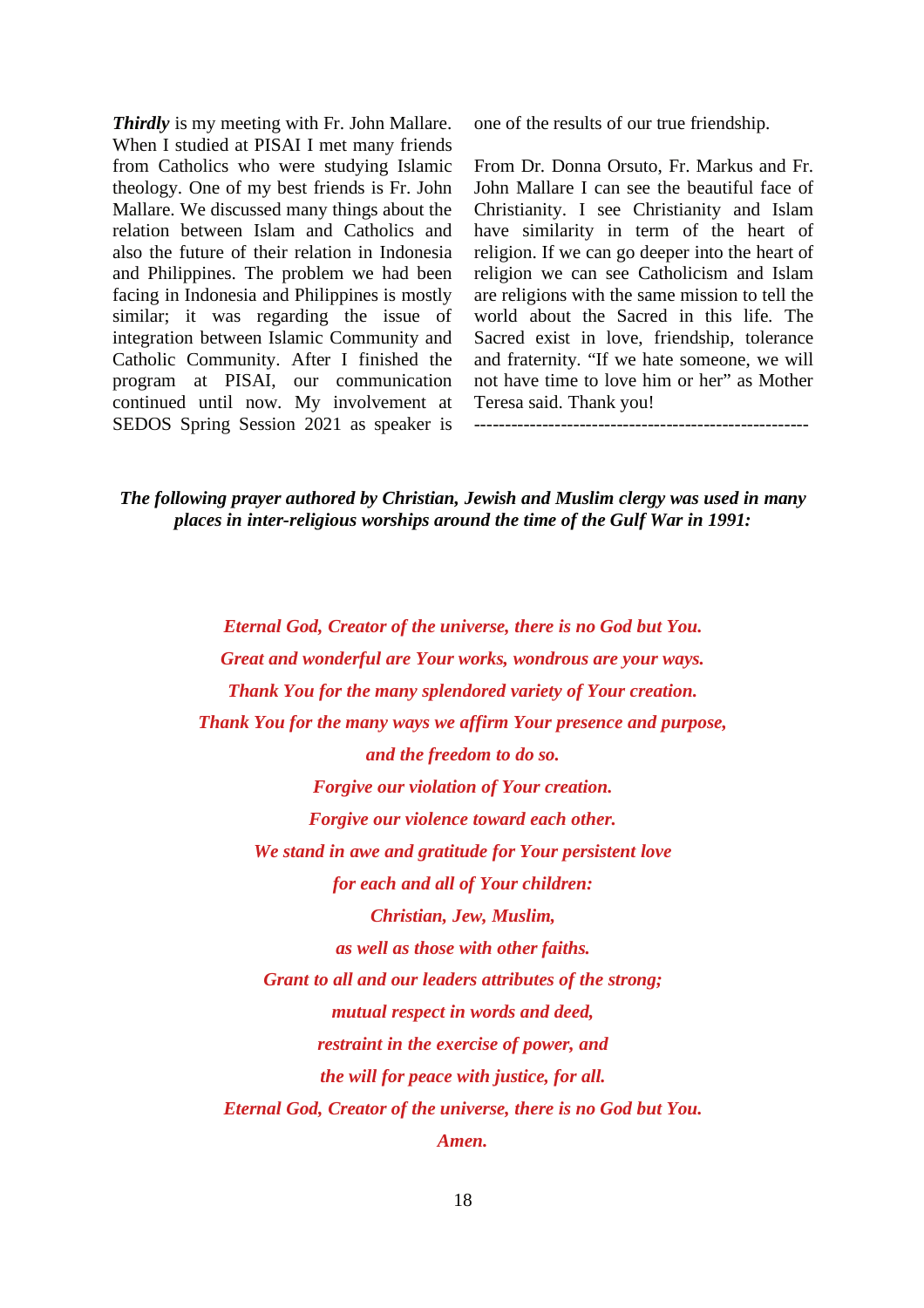***Thirdly*** is my meeting with Fr. John Mallare. When I studied at PISAI I met many friends from Catholics who were studying Islamic theology. One of my best friends is Fr. John Mallare. We discussed many things about the relation between Islam and Catholics and also the future of their relation in Indonesia and Philippines. The problem we had been facing in Indonesia and Philippines is mostly similar; it was regarding the issue of integration between Islamic Community and Catholic Community. After I finished the program at PISAI, our communication continued until now. My involvement at SEDOS Spring Session 2021 as speaker is one of the results of our true friendship.

From Dr. Donna Orsuto, Fr. Markus and Fr. John Mallare I can see the beautiful face of Christianity. I see Christianity and Islam have similarity in term of the heart of religion. If we can go deeper into the heart of religion we can see Catholicism and Islam are religions with the same mission to tell the world about the Sacred in this life. The Sacred exist in love, friendship, tolerance and fraternity. “If we hate someone, we will not have time to love him or her” as Mother Teresa said. Thank you!

-----------------------------------------------------

***The following prayer authored by Christian, Jewish and Muslim clergy was used in many places in inter-religious worships around the time of the Gulf War in 1991:***

***Eternal God, Creator of the universe, there is no God but You.***
***Great and wonderful are Your works, wondrous are your ways.***
***Thank You for the many splendored variety of Your creation.***
***Thank You for the many ways we affirm Your presence and purpose,***
***and the freedom to do so.***
***Forgive our violation of Your creation.***
***Forgive our violence toward each other.***
***We stand in awe and gratitude for Your persistent love***
***for each and all of Your children:***
***Christian, Jew, Muslim,***
***as well as those with other faiths.***
***Grant to all and our leaders attributes of the strong;***
***mutual respect in words and deed,***
***restraint in the exercise of power, and***
***the will for peace with justice, for all.***
***Eternal God, Creator of the universe, there is no God but You.***
***Amen.***